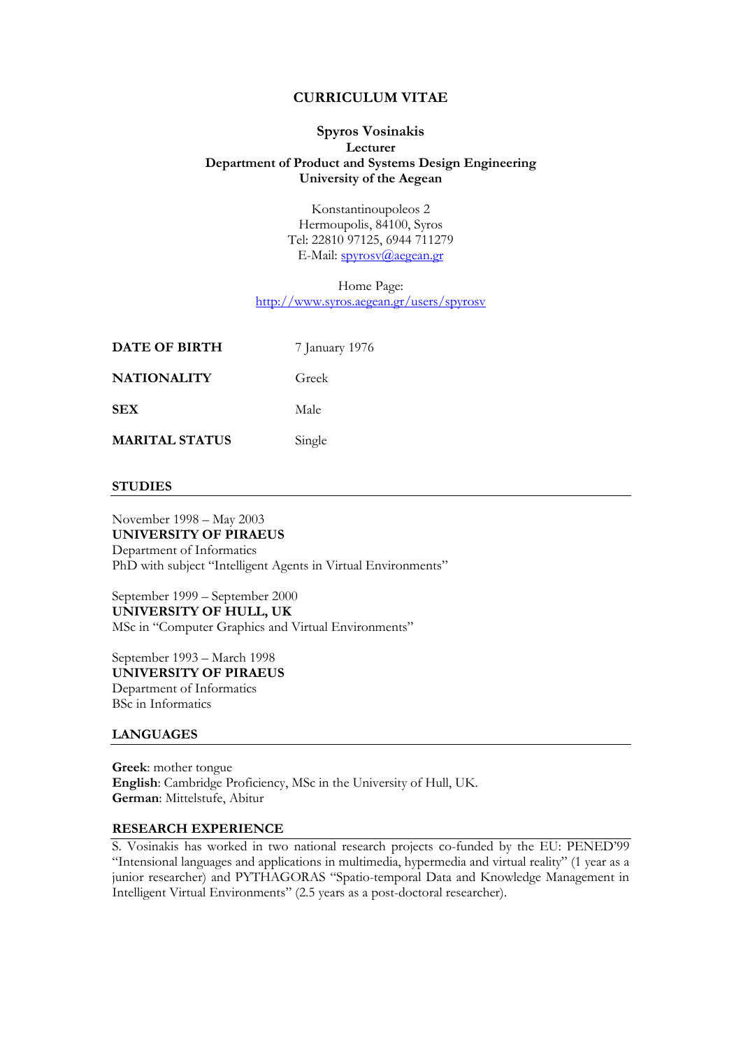# CURRICULUM VITAE

**Spyros Vosinakis**
**Lecturer**
**Department of Product and Systems Design Engineering**
**University of the Aegean**

Konstantinoupoleos 2
Hermoupolis, 84100, Syros
Tel: 22810 97125, 6944 711279
E-Mail: spyrosv@aegean.gr

Home Page:
http://www.syros.aegean.gr/users/spyrosv

| | |
|---|---|
| **DATE OF BIRTH** | 7 January 1976 |
| **NATIONALITY** | Greek |
| **SEX** | Male |
| **MARITAL STATUS** | Single |

## STUDIES

November 1998 – May 2003
**UNIVERSITY OF PIRAEUS**
Department of Informatics
PhD with subject "Intelligent Agents in Virtual Environments"

September 1999 – September 2000
**UNIVERSITY OF HULL, UK**
MSc in "Computer Graphics and Virtual Environments"

September 1993 – March 1998
**UNIVERSITY OF PIRAEUS**
Department of Informatics
BSc in Informatics

## LANGUAGES

**Greek**: mother tongue
**English**: Cambridge Proficiency, MSc in the University of Hull, UK.
**German**: Mittelstufe, Abitur

## RESEARCH EXPERIENCE

S. Vosinakis has worked in two national research projects co-funded by the EU: PENED'99 "Intensional languages and applications in multimedia, hypermedia and virtual reality" (1 year as a junior researcher) and PYTHAGORAS "Spatio-temporal Data and Knowledge Management in Intelligent Virtual Environments" (2.5 years as a post-doctoral researcher).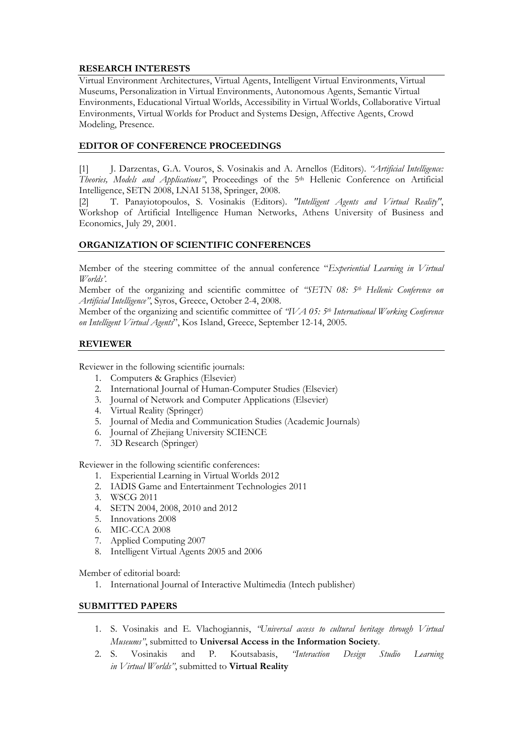## RESEARCH INTERESTS

Virtual Environment Architectures, Virtual Agents, Intelligent Virtual Environments, Virtual Museums, Personalization in Virtual Environments, Autonomous Agents, Semantic Virtual Environments, Educational Virtual Worlds, Accessibility in Virtual Worlds, Collaborative Virtual Environments, Virtual Worlds for Product and Systems Design, Affective Agents, Crowd Modeling, Presence.

## EDITOR OF CONFERENCE PROCEEDINGS

[1] J. Darzentas, G.A. Vouros, S. Vosinakis and A. Arnellos (Editors). *"Artificial Intelligence: Theories, Models and Applications"*, Proceedings of the 5th Hellenic Conference on Artificial Intelligence, SETN 2008, LNAI 5138, Springer, 2008.

[2] T. Panayiotopoulos, S. Vosinakis (Editors). *"Intelligent Agents and Virtual Reality"*, Workshop of Artificial Intelligence Human Networks, Athens University of Business and Economics, July 29, 2001.

## ORGANIZATION OF SCIENTIFIC CONFERENCES

Member of the steering committee of the annual conference "*Experiential Learning in Virtual Worlds'.*

Member of the organizing and scientific committee of *"SETN 08: 5th Hellenic Conference on Artificial Intelligence"*, Syros, Greece, October 2-4, 2008.

Member of the organizing and scientific committee of *"IVA 05: 5th International Working Conference on Intelligent Virtual Agents*", Kos Island, Greece, September 12-14, 2005.

## REVIEWER

Reviewer in the following scientific journals:

1. Computers & Graphics (Elsevier)
2. International Journal of Human-Computer Studies (Elsevier)
3. Journal of Network and Computer Applications (Elsevier)
4. Virtual Reality (Springer)
5. Journal of Media and Communication Studies (Academic Journals)
6. Journal of Zhejiang University SCIENCE
7. 3D Research (Springer)

Reviewer in the following scientific conferences:

1. Experiential Learning in Virtual Worlds 2012
2. IADIS Game and Entertainment Technologies 2011
3. WSCG 2011
4. SETN 2004, 2008, 2010 and 2012
5. Innovations 2008
6. MIC-CCA 2008
7. Applied Computing 2007
8. Intelligent Virtual Agents 2005 and 2006

Member of editorial board:

1. International Journal of Interactive Multimedia (Intech publisher)

## SUBMITTED PAPERS

1. S. Vosinakis and E. Vlachogiannis, *"Universal access to cultural heritage through Virtual Museums"*, submitted to **Universal Access in the Information Society**.
2. S. Vosinakis and P. Koutsabasis, *"Interaction Design Studio Learning in Virtual Worlds"*, submitted to **Virtual Reality**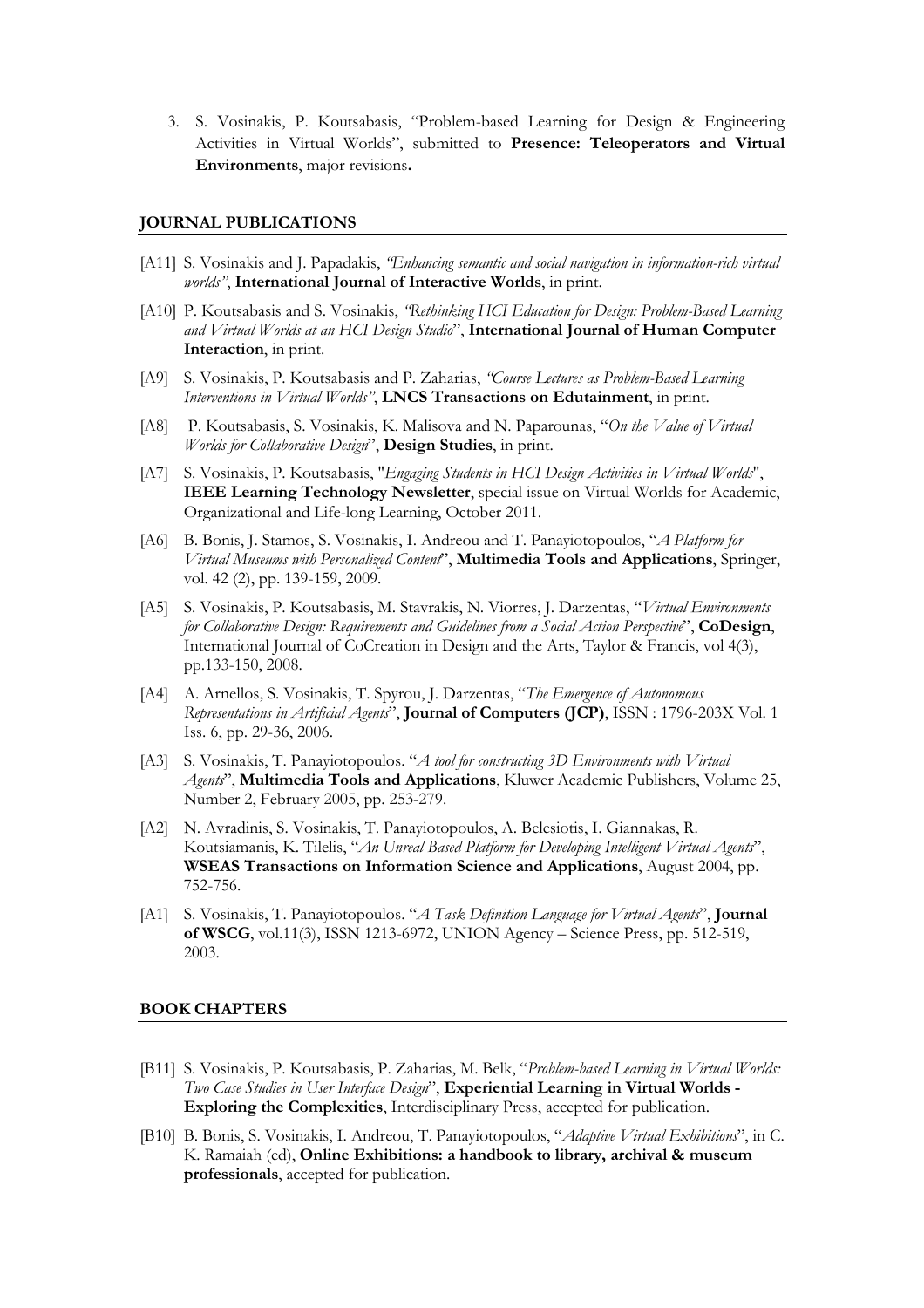3. S. Vosinakis, P. Koutsabasis, "Problem-based Learning for Design & Engineering Activities in Virtual Worlds", submitted to **Presence: Teleoperators and Virtual Environments**, major revisions**.**

## JOURNAL PUBLICATIONS

[A11] S. Vosinakis and J. Papadakis, *"Enhancing semantic and social navigation in information-rich virtual worlds"*, **International Journal of Interactive Worlds**, in print.

[A10] P. Koutsabasis and S. Vosinakis, *"Rethinking HCI Education for Design: Problem-Based Learning and Virtual Worlds at an HCI Design Studio*", **International Journal of Human Computer Interaction**, in print.

[A9] S. Vosinakis, P. Koutsabasis and P. Zaharias, *"Course Lectures as Problem-Based Learning Interventions in Virtual Worlds"*, **LNCS Transactions on Edutainment**, in print.

[A8] P. Koutsabasis, S. Vosinakis, K. Malisova and N. Paparounas, "*On the Value of Virtual Worlds for Collaborative Design*", **Design Studies**, in print.

[A7] S. Vosinakis, P. Koutsabasis, "*Engaging Students in HCI Design Activities in Virtual Worlds*", **IEEE Learning Technology Newsletter**, special issue on Virtual Worlds for Academic, Organizational and Life-long Learning, October 2011.

[A6] B. Bonis, J. Stamos, S. Vosinakis, I. Andreou and T. Panayiotopoulos, "*A Platform for Virtual Museums with Personalized Content*", **Multimedia Tools and Applications**, Springer, vol. 42 (2), pp. 139-159, 2009.

[A5] S. Vosinakis, P. Koutsabasis, M. Stavrakis, N. Viorres, J. Darzentas, "*Virtual Environments for Collaborative Design: Requirements and Guidelines from a Social Action Perspective*", **CoDesign**, International Journal of CoCreation in Design and the Arts, Taylor & Francis, vol 4(3), pp.133-150, 2008.

[A4] A. Arnellos, S. Vosinakis, T. Spyrou, J. Darzentas, "*The Emergence of Autonomous Representations in Artificial Agents*", **Journal of Computers (JCP)**, ISSN : 1796-203X Vol. 1 Iss. 6, pp. 29-36, 2006.

[A3] S. Vosinakis, T. Panayiotopoulos. "*A tool for constructing 3D Environments with Virtual Agents*", **Multimedia Tools and Applications**, Kluwer Academic Publishers, Volume 25, Number 2, February 2005, pp. 253-279.

[A2] N. Avradinis, S. Vosinakis, T. Panayiotopoulos, A. Belesiotis, I. Giannakas, R. Koutsiamanis, K. Tilelis, "*An Unreal Based Platform for Developing Intelligent Virtual Agents*", **WSEAS Transactions on Information Science and Applications**, August 2004, pp. 752-756.

[A1] S. Vosinakis, T. Panayiotopoulos. "*A Task Definition Language for Virtual Agents*", **Journal of WSCG**, vol.11(3), ISSN 1213-6972, UNION Agency – Science Press, pp. 512-519, 2003.

## BOOK CHAPTERS

[B11] S. Vosinakis, P. Koutsabasis, P. Zaharias, M. Belk, "*Problem-based Learning in Virtual Worlds: Two Case Studies in User Interface Design*", **Experiential Learning in Virtual Worlds - Exploring the Complexities**, Interdisciplinary Press, accepted for publication.

[B10] B. Bonis, S. Vosinakis, I. Andreou, T. Panayiotopoulos, "*Adaptive Virtual Exhibitions*", in C. K. Ramaiah (ed), **Online Exhibitions: a handbook to library, archival & museum professionals**, accepted for publication.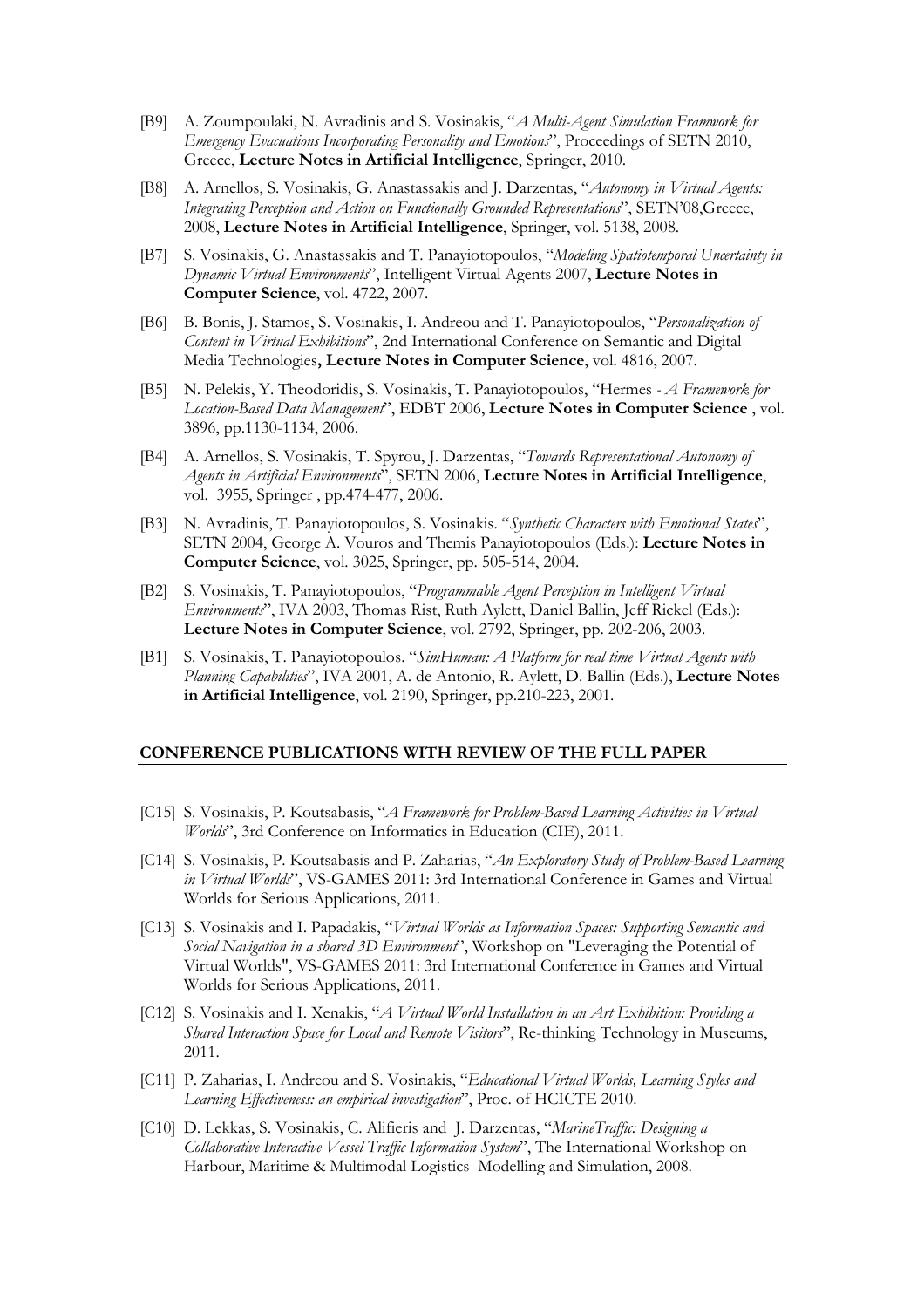[B9] A. Zoumpoulaki, N. Avradinis and S. Vosinakis, "*A Multi-Agent Simulation Framwork for Emergency Evacuations Incorporating Personality and Emotions*", Proceedings of SETN 2010, Greece, **Lecture Notes in Artificial Intelligence**, Springer, 2010.

[B8] A. Arnellos, S. Vosinakis, G. Anastassakis and J. Darzentas, "*Autonomy in Virtual Agents: Integrating Perception and Action on Functionally Grounded Representations*", SETN'08,Greece, 2008, **Lecture Notes in Artificial Intelligence**, Springer, vol. 5138, 2008.

[B7] S. Vosinakis, G. Anastassakis and T. Panayiotopoulos, "*Modeling Spatiotemporal Uncertainty in Dynamic Virtual Environments*", Intelligent Virtual Agents 2007, **Lecture Notes in Computer Science**, vol. 4722, 2007.

[B6] B. Bonis, J. Stamos, S. Vosinakis, I. Andreou and T. Panayiotopoulos, "*Personalization of Content in Virtual Exhibitions*", 2nd International Conference on Semantic and Digital Media Technologies**, Lecture Notes in Computer Science**, vol. 4816, 2007.

[B5] N. Pelekis, Y. Theodoridis, S. Vosinakis, T. Panayiotopoulos, "Hermes - *A Framework for Location-Based Data Management*", EDBT 2006, **Lecture Notes in Computer Science** , vol. 3896, pp.1130-1134, 2006.

[B4] A. Arnellos, S. Vosinakis, T. Spyrou, J. Darzentas, "*Towards Representational Autonomy of Agents in Artificial Environments*", SETN 2006, **Lecture Notes in Artificial Intelligence**, vol. 3955, Springer , pp.474-477, 2006.

[B3] N. Avradinis, T. Panayiotopoulos, S. Vosinakis. "*Synthetic Characters with Emotional States*", SETN 2004, George A. Vouros and Themis Panayiotopoulos (Eds.): **Lecture Notes in Computer Science**, vol. 3025, Springer, pp. 505-514, 2004.

[B2] S. Vosinakis, T. Panayiotopoulos, "*Programmable Agent Perception in Intelligent Virtual Environments*", IVA 2003, Thomas Rist, Ruth Aylett, Daniel Ballin, Jeff Rickel (Eds.): **Lecture Notes in Computer Science**, vol. 2792, Springer, pp. 202-206, 2003.

[B1] S. Vosinakis, T. Panayiotopoulos. "*SimHuman: A Platform for real time Virtual Agents with Planning Capabilities*", IVA 2001, A. de Antonio, R. Aylett, D. Ballin (Eds.), **Lecture Notes in Artificial Intelligence**, vol. 2190, Springer, pp.210-223, 2001.

## CONFERENCE PUBLICATIONS WITH REVIEW OF THE FULL PAPER

[C15] S. Vosinakis, P. Koutsabasis, "*A Framework for Problem-Based Learning Activities in Virtual Worlds*", 3rd Conference on Informatics in Education (CIE), 2011.

[C14] S. Vosinakis, P. Koutsabasis and P. Zaharias, "*An Exploratory Study of Problem-Based Learning in Virtual Worlds*", VS-GAMES 2011: 3rd International Conference in Games and Virtual Worlds for Serious Applications, 2011.

[C13] S. Vosinakis and I. Papadakis, "*Virtual Worlds as Information Spaces: Supporting Semantic and Social Navigation in a shared 3D Environment*", Workshop on "Leveraging the Potential of Virtual Worlds", VS-GAMES 2011: 3rd International Conference in Games and Virtual Worlds for Serious Applications, 2011.

[C12] S. Vosinakis and I. Xenakis, "*A Virtual World Installation in an Art Exhibition: Providing a Shared Interaction Space for Local and Remote Visitors*", Re-thinking Technology in Museums, 2011.

[C11] P. Zaharias, I. Andreou and S. Vosinakis, "*Educational Virtual Worlds, Learning Styles and Learning Effectiveness: an empirical investigation*", Proc. of HCICTE 2010.

[C10] D. Lekkas, S. Vosinakis, C. Alifieris and J. Darzentas, "*MarineTraffic: Designing a Collaborative Interactive Vessel Traffic Information System*", The International Workshop on Harbour, Maritime & Multimodal Logistics Modelling and Simulation, 2008.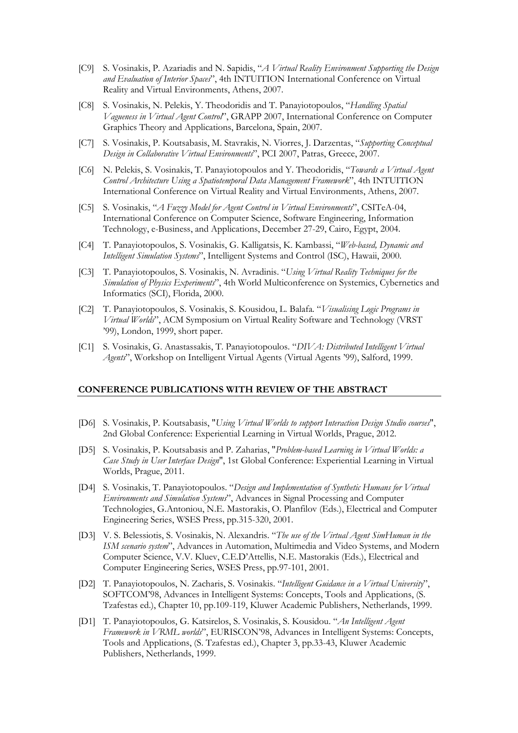[C9] S. Vosinakis, P. Azariadis and N. Sapidis, "*A Virtual Reality Environment Supporting the Design and Evaluation of Interior Spaces*", 4th INTUITION International Conference on Virtual Reality and Virtual Environments, Athens, 2007.

[C8] S. Vosinakis, N. Pelekis, Y. Theodoridis and T. Panayiotopoulos, "*Handling Spatial Vagueness in Virtual Agent Control*", GRAPP 2007, International Conference on Computer Graphics Theory and Applications, Barcelona, Spain, 2007.

[C7] S. Vosinakis, P. Koutsabasis, M. Stavrakis, N. Viorres, J. Darzentas, "*Supporting Conceptual Design in Collaborative Virtual Environments*", PCI 2007, Patras, Greece, 2007.

[C6] N. Pelekis, S. Vosinakis, T. Panayiotopoulos and Y. Theodoridis, "*Towards a Virtual Agent Control Architecture Using a Spatiotemporal Data Management Framework*", 4th INTUITION International Conference on Virtual Reality and Virtual Environments, Athens, 2007.

[C5] S. Vosinakis, "*A Fuzzy Model for Agent Control in Virtual Environments*", CSITeA-04, International Conference on Computer Science, Software Engineering, Information Technology, e-Business, and Applications, December 27-29, Cairo, Egypt, 2004.

[C4] T. Panayiotopoulos, S. Vosinakis, G. Kalligatsis, K. Kambassi, "*Web-based, Dynamic and Intelligent Simulation Systems*", Intelligent Systems and Control (ISC), Hawaii, 2000.

[C3] T. Panayiotopoulos, S. Vosinakis, N. Avradinis. "*Using Virtual Reality Techniques for the Simulation of Physics Experiments*", 4th World Multiconference on Systemics, Cybernetics and Informatics (SCI), Florida, 2000.

[C2] T. Panayiotopoulos, S. Vosinakis, S. Kousidou, L. Balafa. "*Visualising Logic Programs in Virtual Worlds*", ACM Symposium on Virtual Reality Software and Technology (VRST '99), London, 1999, short paper.

[C1] S. Vosinakis, G. Anastassakis, T. Panayiotopoulos. "*DIVA: Distributed Intelligent Virtual Agents*", Workshop on Intelligent Virtual Agents (Virtual Agents '99), Salford, 1999.

## CONFERENCE PUBLICATIONS WITH REVIEW OF THE ABSTRACT

[D6] S. Vosinakis, P. Koutsabasis, "*Using Virtual Worlds to support Interaction Design Studio courses*", 2nd Global Conference: Experiential Learning in Virtual Worlds, Prague, 2012.

[D5] S. Vosinakis, P. Koutsabasis and P. Zaharias, "*Problem-based Learning in Virtual Worlds: a Case Study in User Interface Design*", 1st Global Conference: Experiential Learning in Virtual Worlds, Prague, 2011.

[D4] S. Vosinakis, T. Panayiotopoulos. "*Design and Implementation of Synthetic Humans for Virtual Environments and Simulation Systems*", Advances in Signal Processing and Computer Technologies, G.Antoniou, N.E. Mastorakis, O. Planfilov (Eds.), Electrical and Computer Engineering Series, WSES Press, pp.315-320, 2001.

[D3] V. S. Belessiotis, S. Vosinakis, N. Alexandris. "*The use of the Virtual Agent SimHuman in the ISM scenario system*", Advances in Automation, Multimedia and Video Systems, and Modern Computer Science, V.V. Kluev, C.E.D'Attellis, N.E. Mastorakis (Eds.), Electrical and Computer Engineering Series, WSES Press, pp.97-101, 2001.

[D2] T. Panayiotopoulos, N. Zacharis, S. Vosinakis. "*Intelligent Guidance in a Virtual University*", SOFTCOM'98, Advances in Intelligent Systems: Concepts, Tools and Applications, (S. Tzafestas ed.), Chapter 10, pp.109-119, Kluwer Academic Publishers, Netherlands, 1999.

[D1] T. Panayiotopoulos, G. Katsirelos, S. Vosinakis, S. Kousidou. "*An Intelligent Agent Framework in VRML worlds*", EURISCON'98, Advances in Intelligent Systems: Concepts, Tools and Applications, (S. Tzafestas ed.), Chapter 3, pp.33-43, Kluwer Academic Publishers, Netherlands, 1999.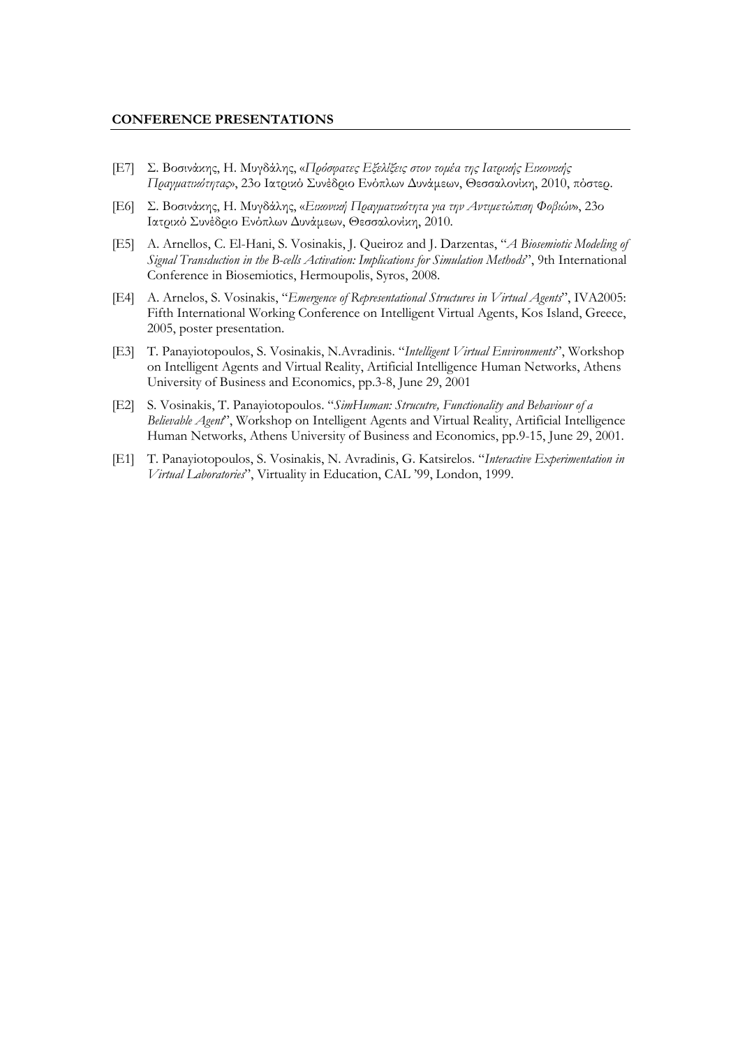**CONFERENCE PRESENTATIONS**

[E7] Σ. Βοσινάκης, Η. Μυγδάλης, «*Πρόσφατες Εξελίξεις στον τομέα της Ιατρικής Εικονικής Πραγματικότητας*», 23ο Ιατρικό Συνέδριο Ενόπλων Δυνάμεων, Θεσσαλονίκη, 2010, πόστερ.

[E6] Σ. Βοσινάκης, Η. Μυγδάλης, «*Εικονική Πραγματικότητα για την Αντιμετώπιση Φοβιών*», 23ο Ιατρικό Συνέδριο Ενόπλων Δυνάμεων, Θεσσαλονίκη, 2010.

[E5] A. Arnellos, C. El-Hani, S. Vosinakis, J. Queiroz and J. Darzentas, "*A Biosemiotic Modeling of Signal Transduction in the B-cells Activation: Implications for Simulation Methods*", 9th International Conference in Biosemiotics, Hermoupolis, Syros, 2008.

[E4] A. Arnelos, S. Vosinakis, "*Emergence of Representational Structures in Virtual Agents*", IVA2005: Fifth International Working Conference on Intelligent Virtual Agents, Kos Island, Greece, 2005, poster presentation.

[E3] T. Panayiotopoulos, S. Vosinakis, N.Avradinis. "*Intelligent Virtual Environments*", Workshop on Intelligent Agents and Virtual Reality, Artificial Intelligence Human Networks, Athens University of Business and Economics, pp.3-8, June 29, 2001

[E2] S. Vosinakis, T. Panayiotopoulos. "*SimHuman: Strucutre, Functionality and Behaviour of a Believable Agent*", Workshop on Intelligent Agents and Virtual Reality, Artificial Intelligence Human Networks, Athens University of Business and Economics, pp.9-15, June 29, 2001.

[E1] T. Panayiotopoulos, S. Vosinakis, N. Avradinis, G. Katsirelos. "*Interactive Experimentation in Virtual Laboratories*", Virtuality in Education, CAL '99, London, 1999.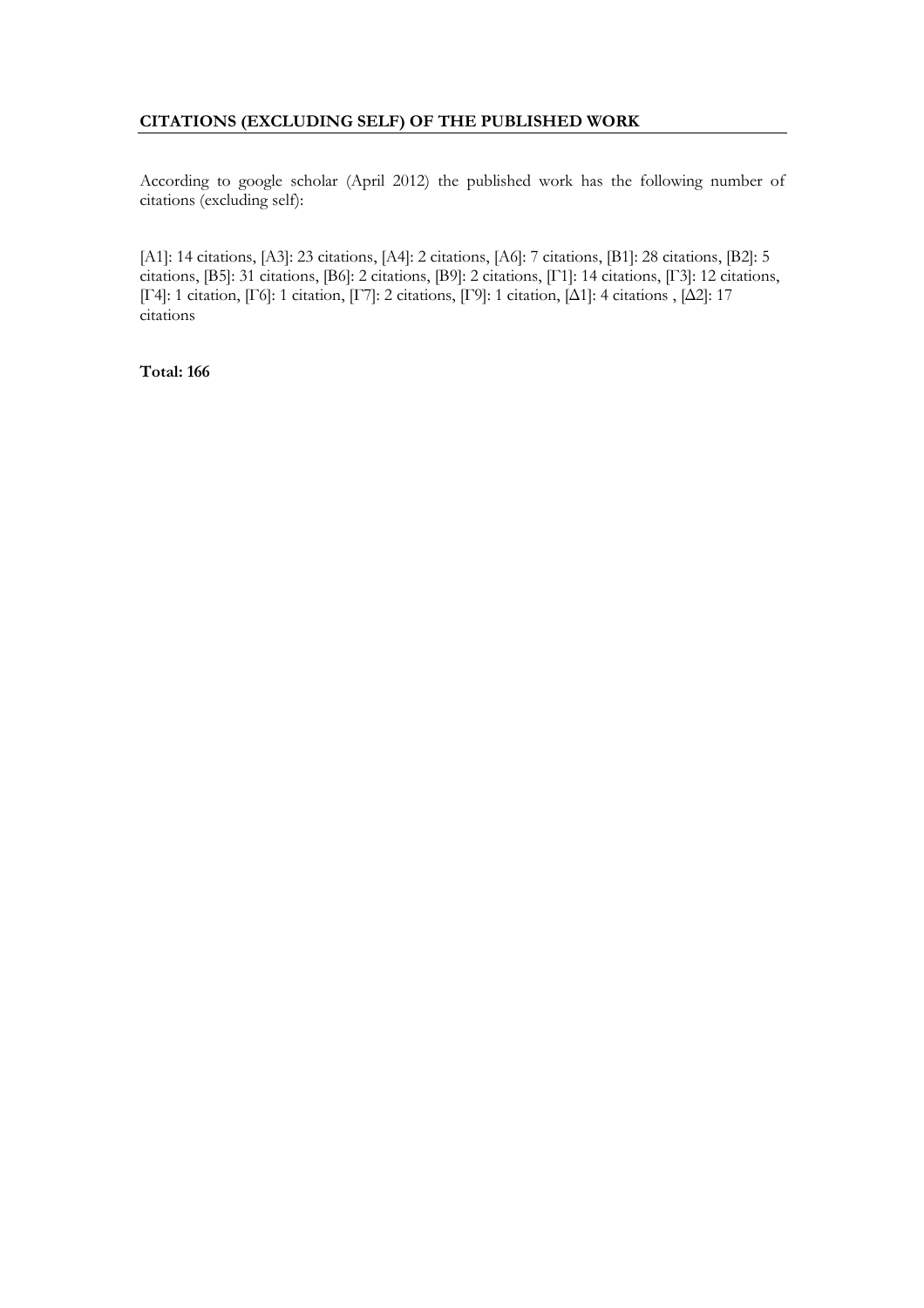## CITATIONS (EXCLUDING SELF) OF THE PUBLISHED WORK

According to google scholar (April 2012) the published work has the following number of citations (excluding self):

[A1]: 14 citations, [A3]: 23 citations, [A4]: 2 citations, [A6]: 7 citations, [B1]: 28 citations, [B2]: 5 citations, [B5]: 31 citations, [B6]: 2 citations, [B9]: 2 citations, [Γ1]: 14 citations, [Γ3]: 12 citations, [Γ4]: 1 citation, [Γ6]: 1 citation, [Γ7]: 2 citations, [Γ9]: 1 citation, [Δ1]: 4 citations , [Δ2]: 17 citations

**Total: 166**